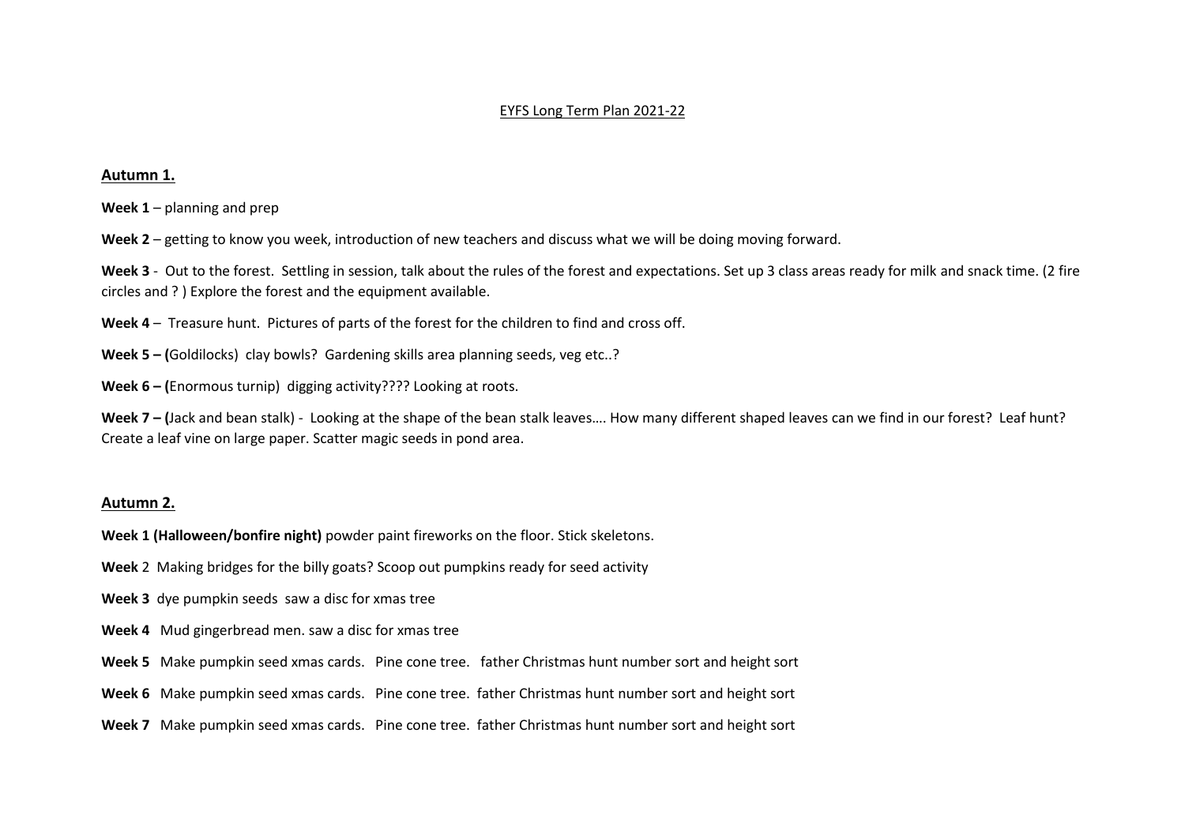# EYFS Long Term Plan 2021-22

## Autumn 1.

**Week 1** – planning and prep

**Week 2** – getting to know you week, introduction of new teachers and discuss what we will be doing moving forward.

**Week 3** - Out to the forest. Settling in session, talk about the rules of the forest and expectations. Set up 3 class areas ready for milk and snack time. (2 fire circles and ? ) Explore the forest and the equipment available.

**Week 4** – Treasure hunt. Pictures of parts of the forest for the children to find and cross off.

**Week 5 – (**Goldilocks) clay bowls? Gardening skills area planning seeds, veg etc..?

**Week 6 – (**Enormous turnip) digging activity???? Looking at roots.

**Week 7 – (**Jack and bean stalk) - Looking at the shape of the bean stalk leaves…. How many different shaped leaves can we find in our forest? Leaf hunt? Create a leaf vine on large paper. Scatter magic seeds in pond area.

## Autumn 2.

**Week 1 (Halloween/bonfire night)** powder paint fireworks on the floor. Stick skeletons.

**Week** 2 Making bridges for the billy goats? Scoop out pumpkins ready for seed activity

**Week 3** dye pumpkin seeds saw a disc for xmas tree

**Week 4** Mud gingerbread men. saw a disc for xmas tree

**Week 5** Make pumpkin seed xmas cards. Pine cone tree. father Christmas hunt number sort and height sort

**Week 6** Make pumpkin seed xmas cards. Pine cone tree. father Christmas hunt number sort and height sort

**Week 7** Make pumpkin seed xmas cards. Pine cone tree. father Christmas hunt number sort and height sort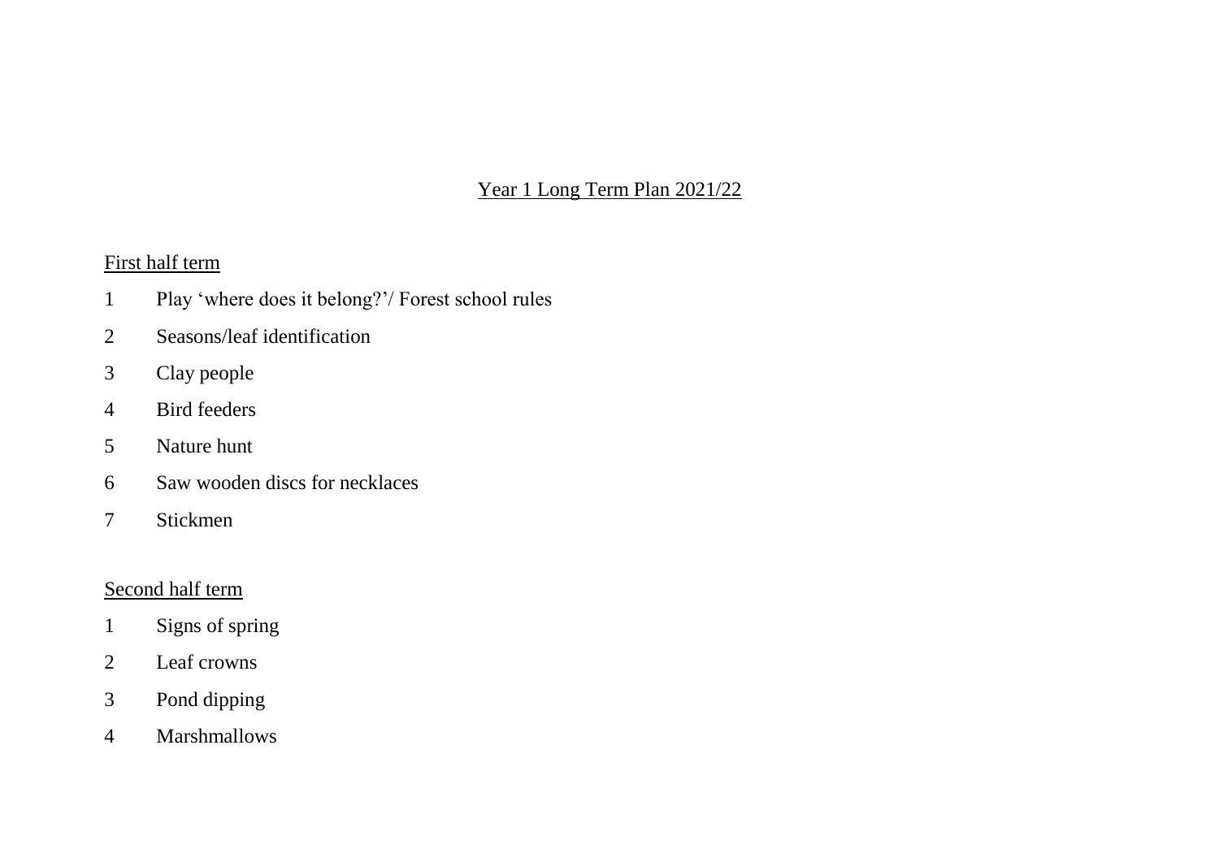# Year 1 Long Term Plan 2021/22

## First half term

1 Play 'where does it belong?'/ Forest school rules

2 Seasons/leaf identification

3 Clay people

4 Bird feeders

5 Nature hunt

6 Saw wooden discs for necklaces

7 Stickmen

## Second half term

1 Signs of spring

2 Leaf crowns

3 Pond dipping

4 Marshmallows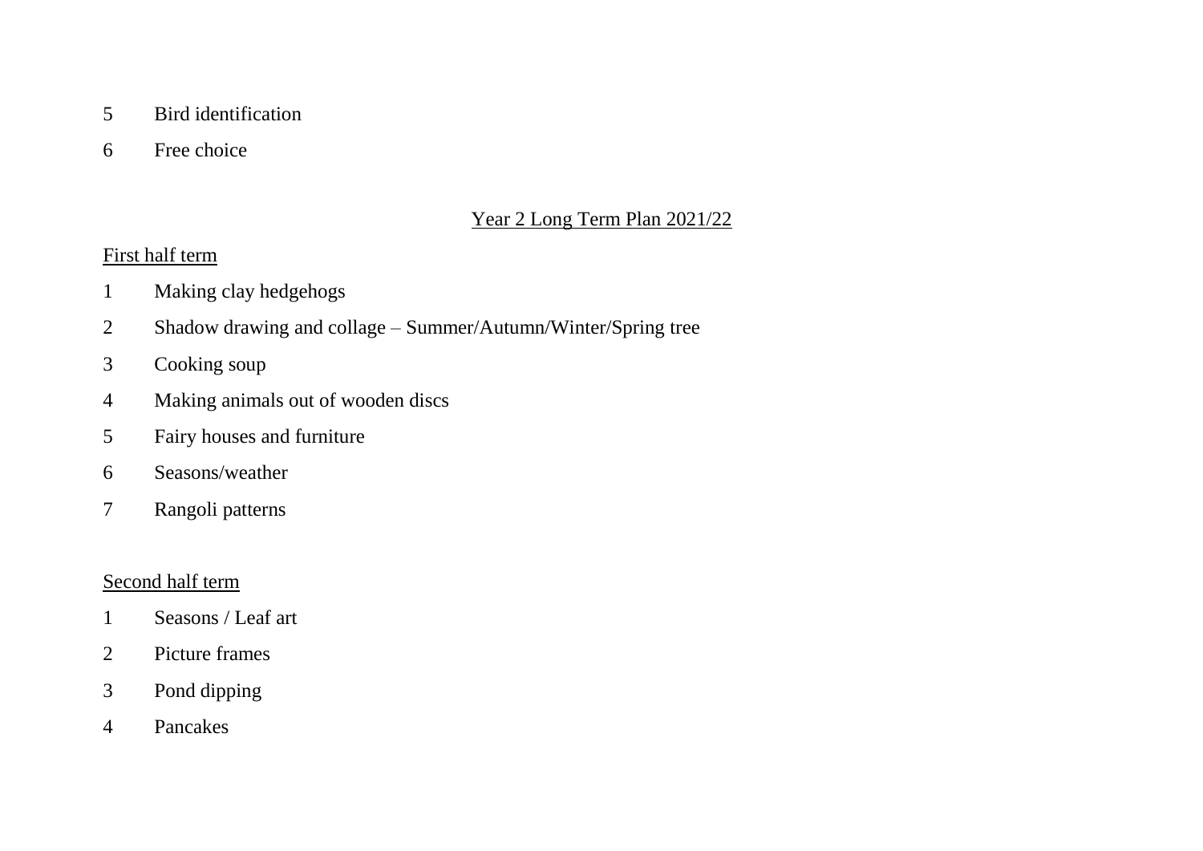5 Bird identification

6 Free choice

## Year 2 Long Term Plan 2021/22

### First half term

1 Making clay hedgehogs

2 Shadow drawing and collage – Summer/Autumn/Winter/Spring tree

3 Cooking soup

4 Making animals out of wooden discs

5 Fairy houses and furniture

6 Seasons/weather

7 Rangoli patterns

### Second half term

1 Seasons / Leaf art

2 Picture frames

3 Pond dipping

4 Pancakes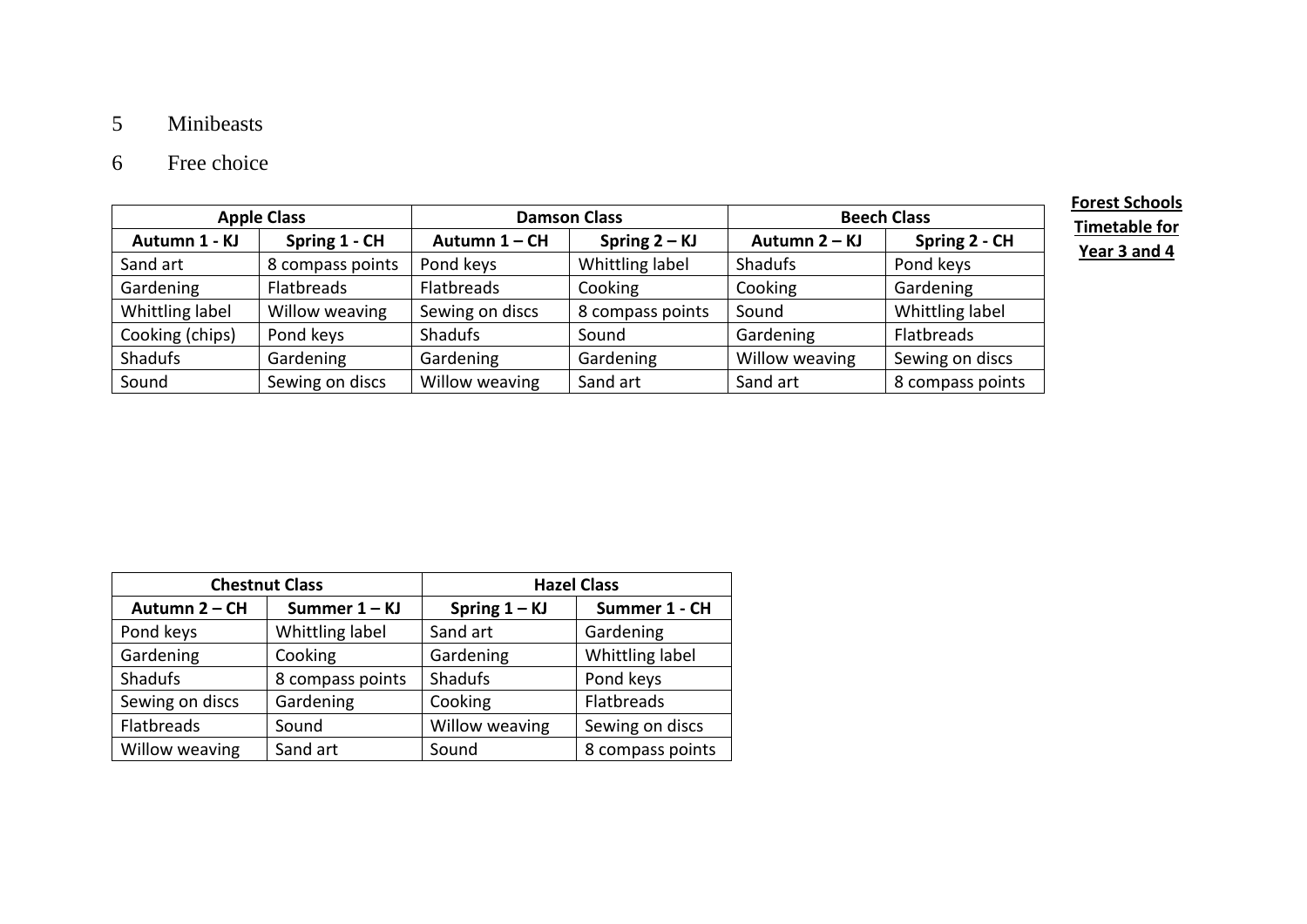5 Minibeasts

6 Free choice

**Forest Schools Timetable for Year 3 and 4**

| Apple Class | | Damson Class | | Beech Class | |
|---|---|---|---|---|---|
| **Autumn 1 - KJ** | **Spring 1 - CH** | **Autumn 1 – CH** | **Spring 2 – KJ** | **Autumn 2 – KJ** | **Spring 2 - CH** |
| Sand art | 8 compass points | Pond keys | Whittling label | Shadufs | Pond keys |
| Gardening | Flatbreads | Flatbreads | Cooking | Cooking | Gardening |
| Whittling label | Willow weaving | Sewing on discs | 8 compass points | Sound | Whittling label |
| Cooking (chips) | Pond keys | Shadufs | Sound | Gardening | Flatbreads |
| Shadufs | Gardening | Gardening | Gardening | Willow weaving | Sewing on discs |
| Sound | Sewing on discs | Willow weaving | Sand art | Sand art | 8 compass points |

| Chestnut Class | | Hazel Class | |
|---|---|---|---|
| **Autumn 2 – CH** | **Summer 1 – KJ** | **Spring 1 – KJ** | **Summer 1 - CH** |
| Pond keys | Whittling label | Sand art | Gardening |
| Gardening | Cooking | Gardening | Whittling label |
| Shadufs | 8 compass points | Shadufs | Pond keys |
| Sewing on discs | Gardening | Cooking | Flatbreads |
| Flatbreads | Sound | Willow weaving | Sewing on discs |
| Willow weaving | Sand art | Sound | 8 compass points |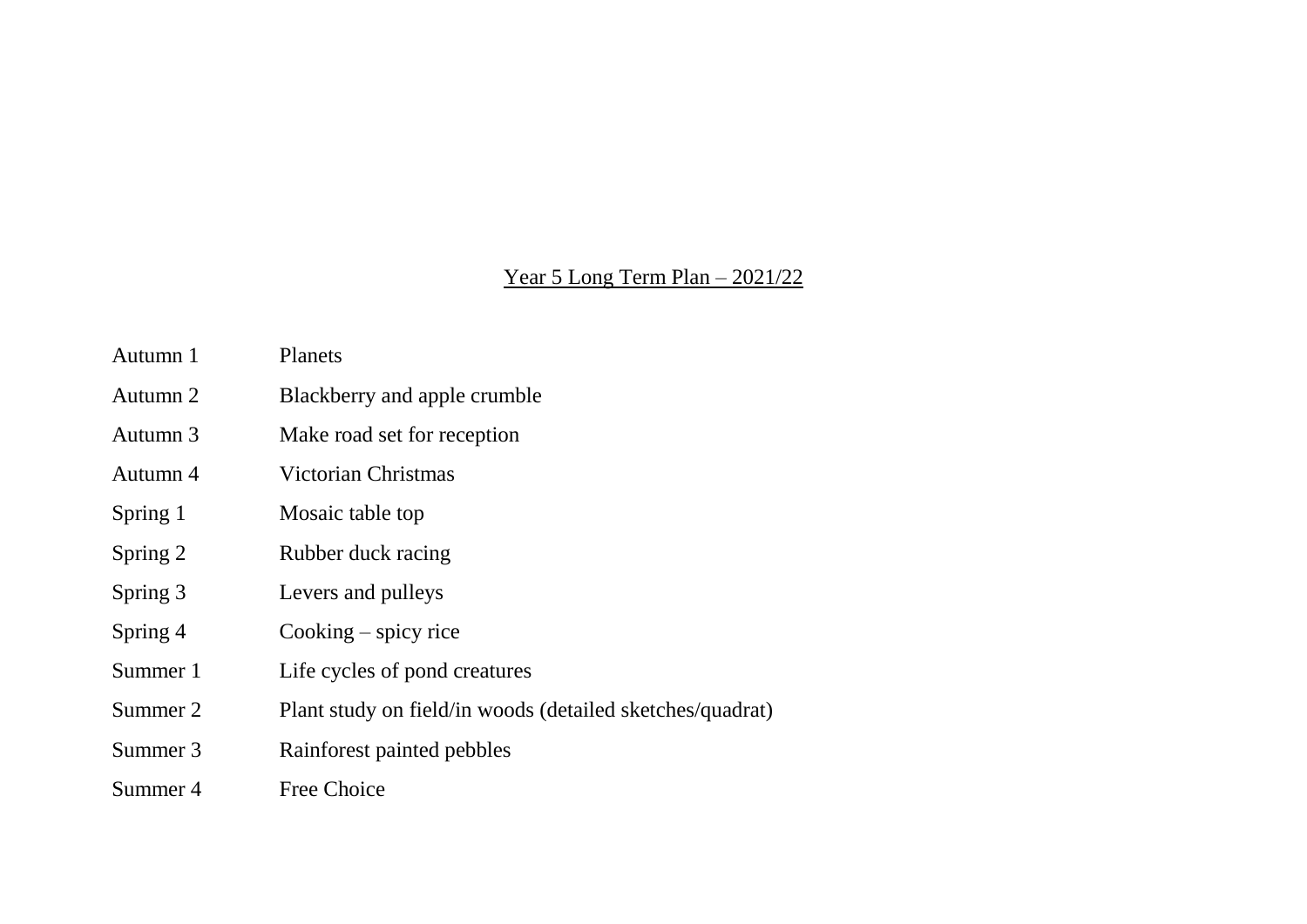<u>Year 5 Long Term Plan – 2021/22</u>

| | |
|---|---|
| Autumn 1 | Planets |
| Autumn 2 | Blackberry and apple crumble |
| Autumn 3 | Make road set for reception |
| Autumn 4 | Victorian Christmas |
| Spring 1 | Mosaic table top |
| Spring 2 | Rubber duck racing |
| Spring 3 | Levers and pulleys |
| Spring 4 | Cooking – spicy rice |
| Summer 1 | Life cycles of pond creatures |
| Summer 2 | Plant study on field/in woods (detailed sketches/quadrat) |
| Summer 3 | Rainforest painted pebbles |
| Summer 4 | Free Choice |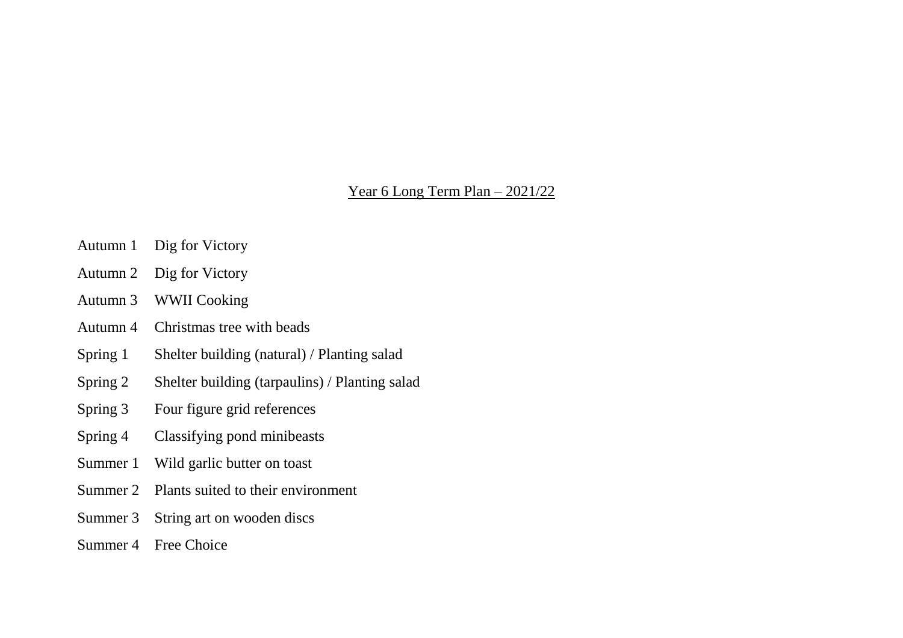Year 6 Long Term Plan – 2021/22

| | |
|---|---|
| Autumn 1 | Dig for Victory |
| Autumn 2 | Dig for Victory |
| Autumn 3 | WWII Cooking |
| Autumn 4 | Christmas tree with beads |
| Spring 1 | Shelter building (natural) / Planting salad |
| Spring 2 | Shelter building (tarpaulins) / Planting salad |
| Spring 3 | Four figure grid references |
| Spring 4 | Classifying pond minibeasts |
| Summer 1 | Wild garlic butter on toast |
| Summer 2 | Plants suited to their environment |
| Summer 3 | String art on wooden discs |
| Summer 4 | Free Choice |